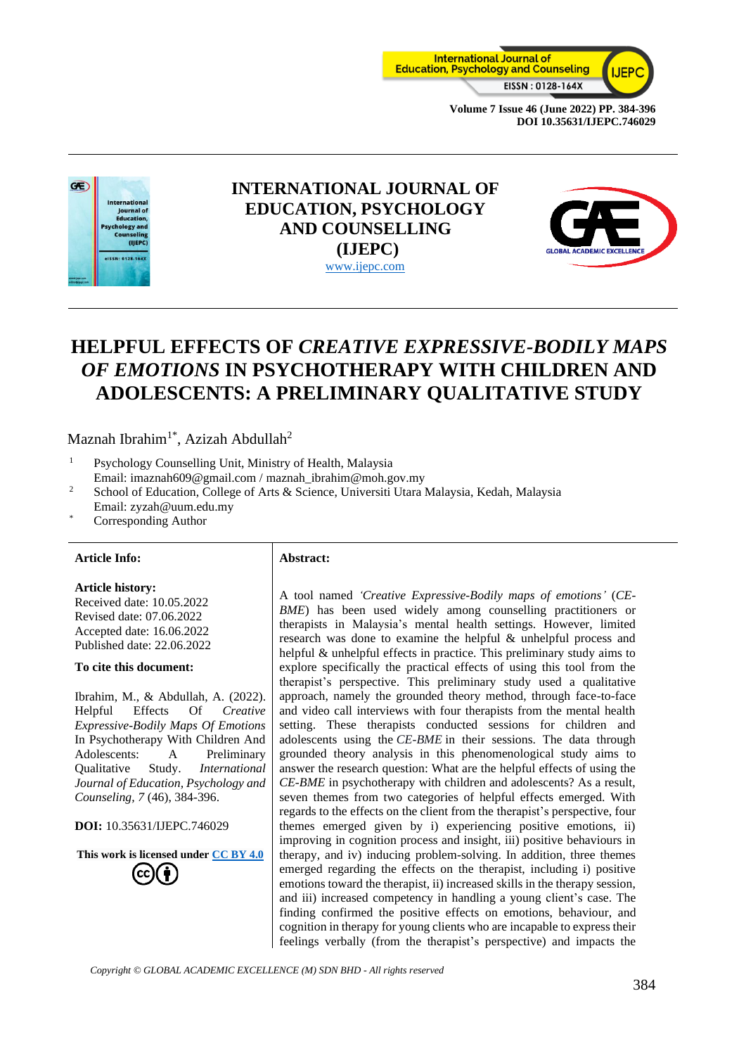# HELPFUL EFFECTS OF *CREATIVE EXPRESSIVE-BODILY MAPS OF EMOTIONS* IN PSYCHOTHERAPY WITH CHILDREN AND ADOLESCENTS: A PRELIMINARY QUALITATIVE STUDY

Maznah Ibrahim[1*], Azizah Abdullah[2]

[1] Psychology Counselling Unit, Ministry of Health, Malaysia
Email: imaznah609@gmail.com / maznah_ibrahim@moh.gov.my

[2] School of Education, College of Arts & Science, Universiti Utara Malaysia, Kedah, Malaysia
Email: zyzah@uum.edu.my

[*] Corresponding Author

**Article Info:**

**Article history:**
Received date: 10.05.2022
Revised date: 07.06.2022
Accepted date: 16.06.2022
Published date: 22.06.2022

**To cite this document:**

Ibrahim, M., & Abdullah, A. (2022). Helpful Effects Of *Creative Expressive-Bodily Maps Of Emotions* In Psychotherapy With Children And Adolescents: A Preliminary Qualitative Study. *International Journal of Education, Psychology and Counseling*, *7* (46), 384-396.

**DOI:** 10.35631/IJEPC.746029

**This work is licensed under CC BY 4.0**

**Abstract:**

A tool named *'Creative Expressive-Bodily maps of emotions'* (*CE-BME*) has been used widely among counselling practitioners or therapists in Malaysia's mental health settings. However, limited research was done to examine the helpful & unhelpful process and helpful & unhelpful effects in practice. This preliminary study aims to explore specifically the practical effects of using this tool from the therapist's perspective. This preliminary study used a qualitative approach, namely the grounded theory method, through face-to-face and video call interviews with four therapists from the mental health setting. These therapists conducted sessions for children and adolescents using the *CE-BME* in their sessions. The data through grounded theory analysis in this phenomenological study aims to answer the research question: What are the helpful effects of using the *CE-BME* in psychotherapy with children and adolescents? As a result, seven themes from two categories of helpful effects emerged. With regards to the effects on the client from the therapist's perspective, four themes emerged given by i) experiencing positive emotions, ii) improving in cognition process and insight, iii) positive behaviours in therapy, and iv) inducing problem-solving. In addition, three themes emerged regarding the effects on the therapist, including i) positive emotions toward the therapist, ii) increased skills in the therapy session, and iii) increased competency in handling a young client's case. The finding confirmed the positive effects on emotions, behaviour, and cognition in therapy for young clients who are incapable to express their feelings verbally (from the therapist's perspective) and impacts the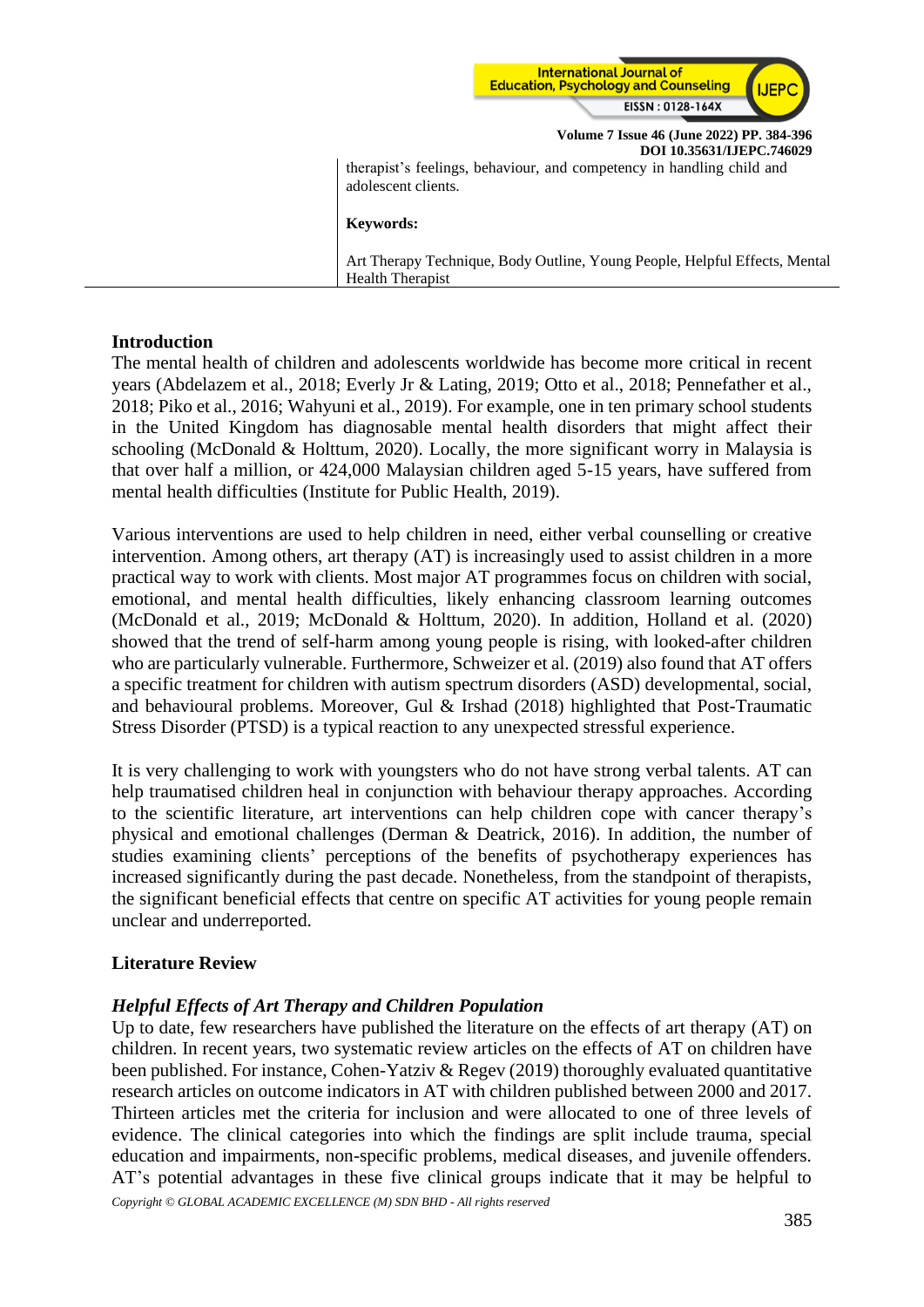therapist's feelings, behaviour, and competency in handling child and adolescent clients.

**Keywords:**

Art Therapy Technique, Body Outline, Young People, Helpful Effects, Mental Health Therapist

## Introduction

The mental health of children and adolescents worldwide has become more critical in recent years (Abdelazem et al., 2018; Everly Jr & Lating, 2019; Otto et al., 2018; Pennefather et al., 2018; Piko et al., 2016; Wahyuni et al., 2019). For example, one in ten primary school students in the United Kingdom has diagnosable mental health disorders that might affect their schooling (McDonald & Holttum, 2020). Locally, the more significant worry in Malaysia is that over half a million, or 424,000 Malaysian children aged 5-15 years, have suffered from mental health difficulties (Institute for Public Health, 2019).

Various interventions are used to help children in need, either verbal counselling or creative intervention. Among others, art therapy (AT) is increasingly used to assist children in a more practical way to work with clients. Most major AT programmes focus on children with social, emotional, and mental health difficulties, likely enhancing classroom learning outcomes (McDonald et al., 2019; McDonald & Holttum, 2020). In addition, Holland et al. (2020) showed that the trend of self-harm among young people is rising, with looked-after children who are particularly vulnerable. Furthermore, Schweizer et al. (2019) also found that AT offers a specific treatment for children with autism spectrum disorders (ASD) developmental, social, and behavioural problems. Moreover, Gul & Irshad (2018) highlighted that Post-Traumatic Stress Disorder (PTSD) is a typical reaction to any unexpected stressful experience.

It is very challenging to work with youngsters who do not have strong verbal talents. AT can help traumatised children heal in conjunction with behaviour therapy approaches. According to the scientific literature, art interventions can help children cope with cancer therapy's physical and emotional challenges (Derman & Deatrick, 2016). In addition, the number of studies examining clients' perceptions of the benefits of psychotherapy experiences has increased significantly during the past decade. Nonetheless, from the standpoint of therapists, the significant beneficial effects that centre on specific AT activities for young people remain unclear and underreported.

## Literature Review

### *Helpful Effects of Art Therapy and Children Population*

Up to date, few researchers have published the literature on the effects of art therapy (AT) on children. In recent years, two systematic review articles on the effects of AT on children have been published. For instance, Cohen-Yatziv & Regev (2019) thoroughly evaluated quantitative research articles on outcome indicators in AT with children published between 2000 and 2017. Thirteen articles met the criteria for inclusion and were allocated to one of three levels of evidence. The clinical categories into which the findings are split include trauma, special education and impairments, non-specific problems, medical diseases, and juvenile offenders. AT's potential advantages in these five clinical groups indicate that it may be helpful to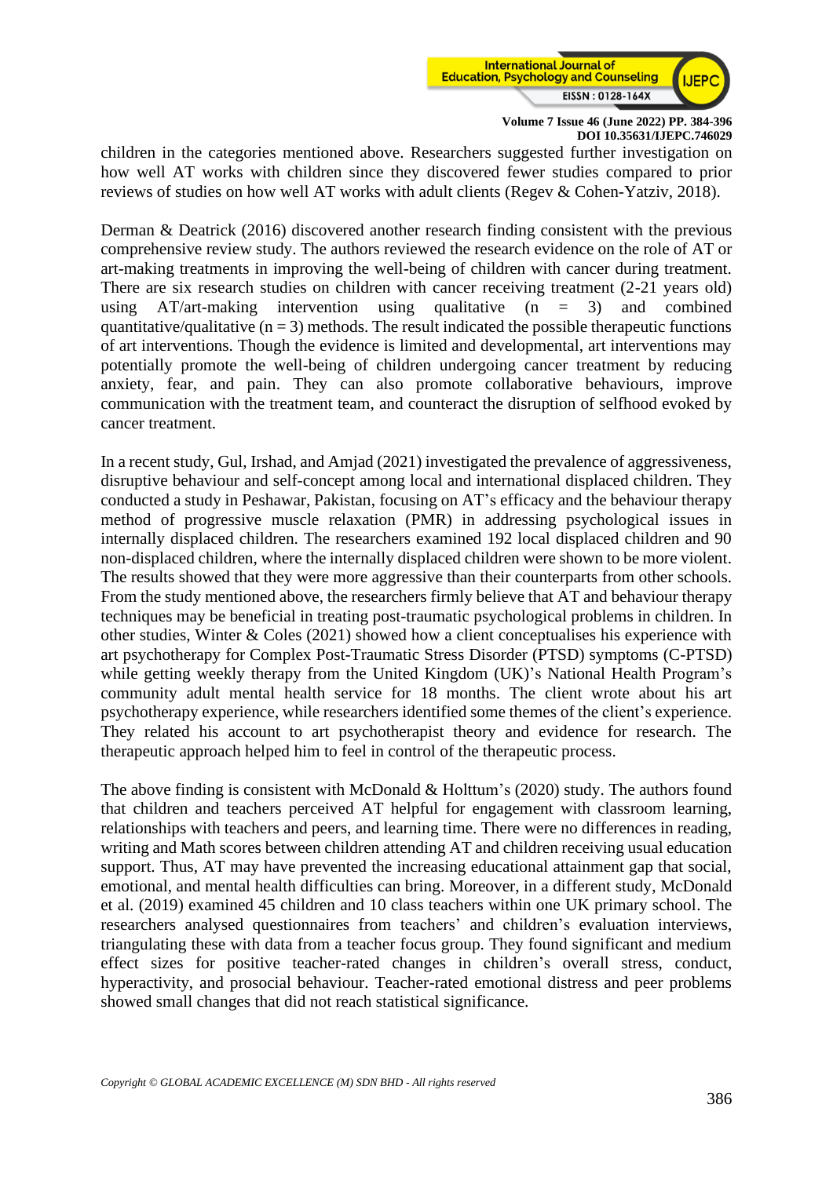children in the categories mentioned above. Researchers suggested further investigation on how well AT works with children since they discovered fewer studies compared to prior reviews of studies on how well AT works with adult clients (Regev & Cohen-Yatziv, 2018).

Derman & Deatrick (2016) discovered another research finding consistent with the previous comprehensive review study. The authors reviewed the research evidence on the role of AT or art-making treatments in improving the well-being of children with cancer during treatment. There are six research studies on children with cancer receiving treatment (2-21 years old) using AT/art-making intervention using qualitative ($n = 3$) and combined quantitative/qualitative ($n = 3$) methods. The result indicated the possible therapeutic functions of art interventions. Though the evidence is limited and developmental, art interventions may potentially promote the well-being of children undergoing cancer treatment by reducing anxiety, fear, and pain. They can also promote collaborative behaviours, improve communication with the treatment team, and counteract the disruption of selfhood evoked by cancer treatment.

In a recent study, Gul, Irshad, and Amjad (2021) investigated the prevalence of aggressiveness, disruptive behaviour and self-concept among local and international displaced children. They conducted a study in Peshawar, Pakistan, focusing on AT's efficacy and the behaviour therapy method of progressive muscle relaxation (PMR) in addressing psychological issues in internally displaced children. The researchers examined 192 local displaced children and 90 non-displaced children, where the internally displaced children were shown to be more violent. The results showed that they were more aggressive than their counterparts from other schools. From the study mentioned above, the researchers firmly believe that AT and behaviour therapy techniques may be beneficial in treating post-traumatic psychological problems in children. In other studies, Winter & Coles (2021) showed how a client conceptualises his experience with art psychotherapy for Complex Post-Traumatic Stress Disorder (PTSD) symptoms (C-PTSD) while getting weekly therapy from the United Kingdom (UK)'s National Health Program's community adult mental health service for 18 months. The client wrote about his art psychotherapy experience, while researchers identified some themes of the client's experience. They related his account to art psychotherapist theory and evidence for research. The therapeutic approach helped him to feel in control of the therapeutic process.

The above finding is consistent with McDonald & Holttum's (2020) study. The authors found that children and teachers perceived AT helpful for engagement with classroom learning, relationships with teachers and peers, and learning time. There were no differences in reading, writing and Math scores between children attending AT and children receiving usual education support. Thus, AT may have prevented the increasing educational attainment gap that social, emotional, and mental health difficulties can bring. Moreover, in a different study, McDonald et al. (2019) examined 45 children and 10 class teachers within one UK primary school. The researchers analysed questionnaires from teachers' and children's evaluation interviews, triangulating these with data from a teacher focus group. They found significant and medium effect sizes for positive teacher-rated changes in children's overall stress, conduct, hyperactivity, and prosocial behaviour. Teacher-rated emotional distress and peer problems showed small changes that did not reach statistical significance.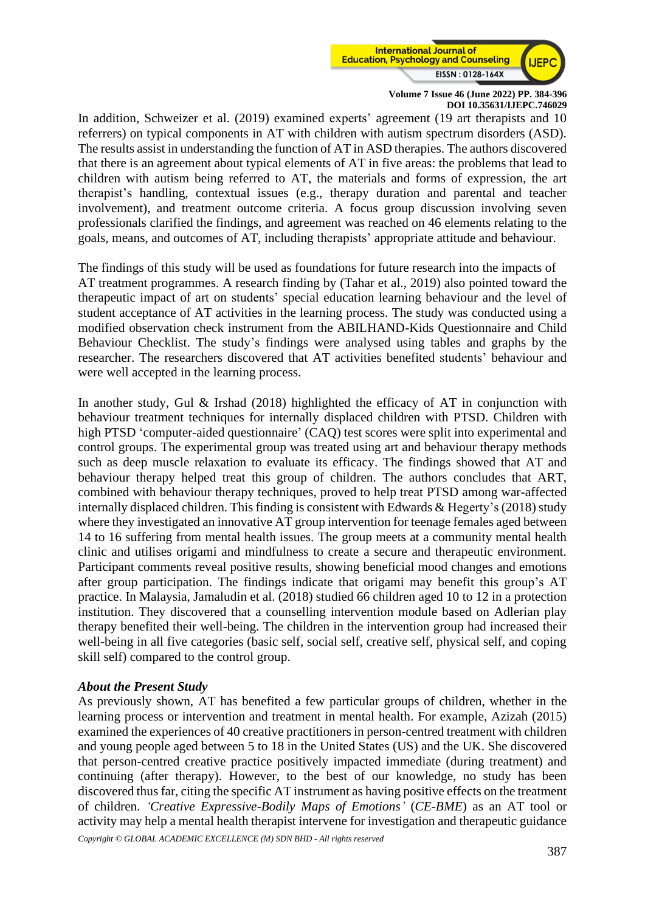In addition, Schweizer et al. (2019) examined experts' agreement (19 art therapists and 10 referrers) on typical components in AT with children with autism spectrum disorders (ASD). The results assist in understanding the function of AT in ASD therapies. The authors discovered that there is an agreement about typical elements of AT in five areas: the problems that lead to children with autism being referred to AT, the materials and forms of expression, the art therapist's handling, contextual issues (e.g., therapy duration and parental and teacher involvement), and treatment outcome criteria. A focus group discussion involving seven professionals clarified the findings, and agreement was reached on 46 elements relating to the goals, means, and outcomes of AT, including therapists' appropriate attitude and behaviour.

The findings of this study will be used as foundations for future research into the impacts of AT treatment programmes. A research finding by (Tahar et al., 2019) also pointed toward the therapeutic impact of art on students' special education learning behaviour and the level of student acceptance of AT activities in the learning process. The study was conducted using a modified observation check instrument from the ABILHAND-Kids Questionnaire and Child Behaviour Checklist. The study's findings were analysed using tables and graphs by the researcher. The researchers discovered that AT activities benefited students' behaviour and were well accepted in the learning process.

In another study, Gul & Irshad (2018) highlighted the efficacy of AT in conjunction with behaviour treatment techniques for internally displaced children with PTSD. Children with high PTSD 'computer-aided questionnaire' (CAQ) test scores were split into experimental and control groups. The experimental group was treated using art and behaviour therapy methods such as deep muscle relaxation to evaluate its efficacy. The findings showed that AT and behaviour therapy helped treat this group of children. The authors concludes that ART, combined with behaviour therapy techniques, proved to help treat PTSD among war-affected internally displaced children. This finding is consistent with Edwards & Hegerty's (2018) study where they investigated an innovative AT group intervention for teenage females aged between 14 to 16 suffering from mental health issues. The group meets at a community mental health clinic and utilises origami and mindfulness to create a secure and therapeutic environment. Participant comments reveal positive results, showing beneficial mood changes and emotions after group participation. The findings indicate that origami may benefit this group's AT practice. In Malaysia, Jamaludin et al. (2018) studied 66 children aged 10 to 12 in a protection institution. They discovered that a counselling intervention module based on Adlerian play therapy benefited their well-being. The children in the intervention group had increased their well-being in all five categories (basic self, social self, creative self, physical self, and coping skill self) compared to the control group.

### *About the Present Study*

As previously shown, AT has benefited a few particular groups of children, whether in the learning process or intervention and treatment in mental health. For example, Azizah (2015) examined the experiences of 40 creative practitioners in person-centred treatment with children and young people aged between 5 to 18 in the United States (US) and the UK. She discovered that person-centred creative practice positively impacted immediate (during treatment) and continuing (after therapy). However, to the best of our knowledge, no study has been discovered thus far, citing the specific AT instrument as having positive effects on the treatment of children. *'Creative Expressive-Bodily Maps of Emotions'* (*CE-BME*) as an AT tool or activity may help a mental health therapist intervene for investigation and therapeutic guidance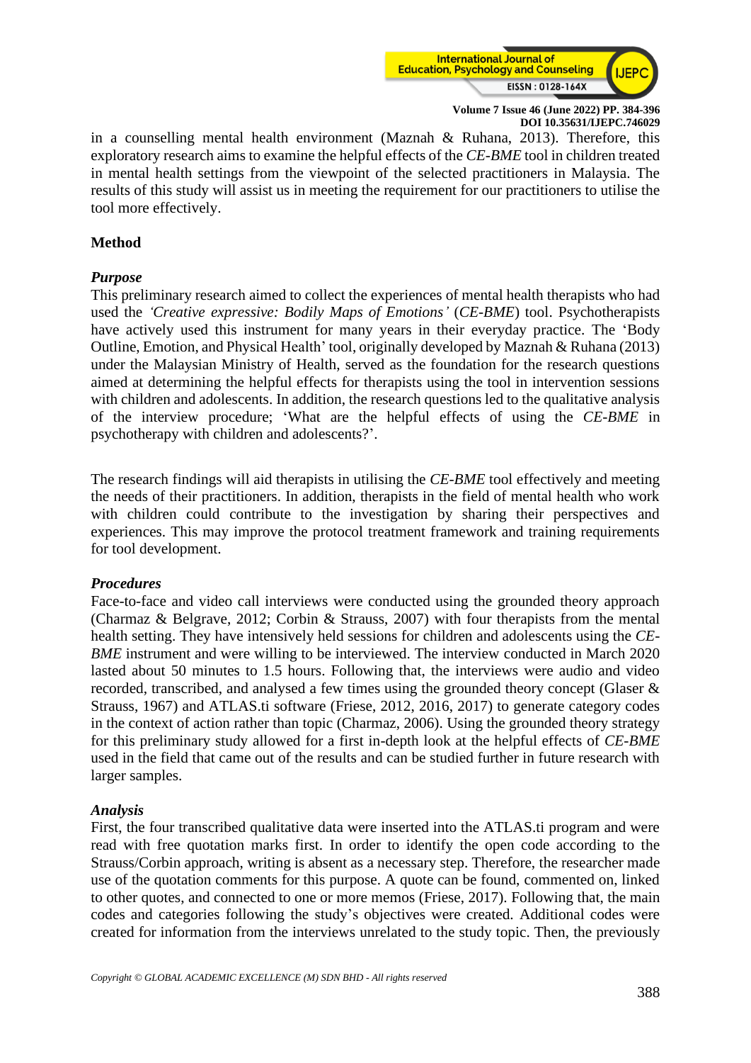in a counselling mental health environment (Maznah & Ruhana, 2013). Therefore, this exploratory research aims to examine the helpful effects of the *CE-BME* tool in children treated in mental health settings from the viewpoint of the selected practitioners in Malaysia. The results of this study will assist us in meeting the requirement for our practitioners to utilise the tool more effectively.

## Method

### *Purpose*

This preliminary research aimed to collect the experiences of mental health therapists who had used the *'Creative expressive: Bodily Maps of Emotions'* (*CE-BME*) tool. Psychotherapists have actively used this instrument for many years in their everyday practice. The 'Body Outline, Emotion, and Physical Health' tool, originally developed by Maznah & Ruhana (2013) under the Malaysian Ministry of Health, served as the foundation for the research questions aimed at determining the helpful effects for therapists using the tool in intervention sessions with children and adolescents. In addition, the research questions led to the qualitative analysis of the interview procedure; 'What are the helpful effects of using the *CE-BME* in psychotherapy with children and adolescents?'.

The research findings will aid therapists in utilising the *CE-BME* tool effectively and meeting the needs of their practitioners. In addition, therapists in the field of mental health who work with children could contribute to the investigation by sharing their perspectives and experiences. This may improve the protocol treatment framework and training requirements for tool development.

### *Procedures*

Face-to-face and video call interviews were conducted using the grounded theory approach (Charmaz & Belgrave, 2012; Corbin & Strauss, 2007) with four therapists from the mental health setting. They have intensively held sessions for children and adolescents using the *CE-BME* instrument and were willing to be interviewed. The interview conducted in March 2020 lasted about 50 minutes to 1.5 hours. Following that, the interviews were audio and video recorded, transcribed, and analysed a few times using the grounded theory concept (Glaser & Strauss, 1967) and ATLAS.ti software (Friese, 2012, 2016, 2017) to generate category codes in the context of action rather than topic (Charmaz, 2006). Using the grounded theory strategy for this preliminary study allowed for a first in-depth look at the helpful effects of *CE-BME* used in the field that came out of the results and can be studied further in future research with larger samples.

### *Analysis*

First, the four transcribed qualitative data were inserted into the ATLAS.ti program and were read with free quotation marks first. In order to identify the open code according to the Strauss/Corbin approach, writing is absent as a necessary step. Therefore, the researcher made use of the quotation comments for this purpose. A quote can be found, commented on, linked to other quotes, and connected to one or more memos (Friese, 2017). Following that, the main codes and categories following the study's objectives were created. Additional codes were created for information from the interviews unrelated to the study topic. Then, the previously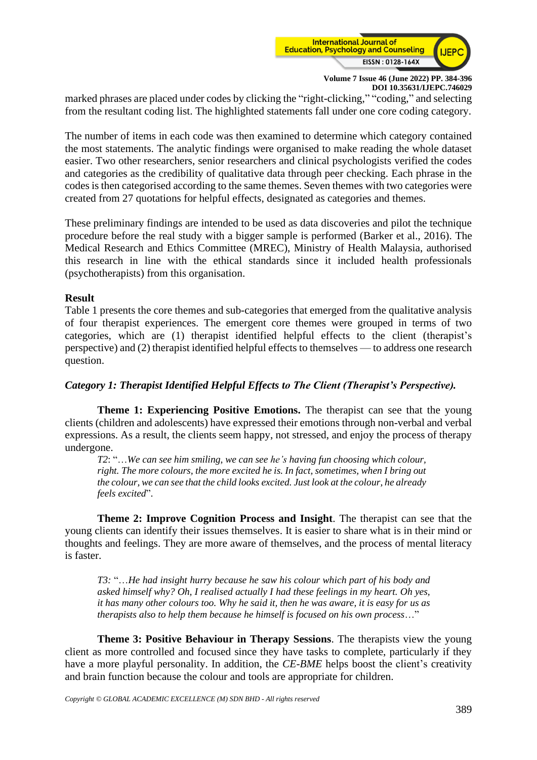marked phrases are placed under codes by clicking the "right-clicking," "coding," and selecting from the resultant coding list. The highlighted statements fall under one core coding category.

The number of items in each code was then examined to determine which category contained the most statements. The analytic findings were organised to make reading the whole dataset easier. Two other researchers, senior researchers and clinical psychologists verified the codes and categories as the credibility of qualitative data through peer checking. Each phrase in the codes is then categorised according to the same themes. Seven themes with two categories were created from 27 quotations for helpful effects, designated as categories and themes.

These preliminary findings are intended to be used as data discoveries and pilot the technique procedure before the real study with a bigger sample is performed (Barker et al., 2016). The Medical Research and Ethics Committee (MREC), Ministry of Health Malaysia, authorised this research in line with the ethical standards since it included health professionals (psychotherapists) from this organisation.

## Result

Table 1 presents the core themes and sub-categories that emerged from the qualitative analysis of four therapist experiences. The emergent core themes were grouped in terms of two categories, which are (1) therapist identified helpful effects to the client (therapist's perspective) and (2) therapist identified helpful effects to themselves — to address one research question.

### *Category 1: Therapist Identified Helpful Effects to The Client (Therapist's Perspective).*

**Theme 1: Experiencing Positive Emotions.** The therapist can see that the young clients (children and adolescents) have expressed their emotions through non-verbal and verbal expressions. As a result, the clients seem happy, not stressed, and enjoy the process of therapy undergone.

> *T2*: "…*We can see him smiling, we can see he's having fun choosing which colour, right. The more colours, the more excited he is. In fact, sometimes, when I bring out the colour, we can see that the child looks excited. Just look at the colour, he already feels excited*".

**Theme 2: Improve Cognition Process and Insight**. The therapist can see that the young clients can identify their issues themselves. It is easier to share what is in their mind or thoughts and feelings. They are more aware of themselves, and the process of mental literacy is faster.

> *T3: "…He had insight hurry because he saw his colour which part of his body and asked himself why? Oh, I realised actually I had these feelings in my heart. Oh yes, it has many other colours too. Why he said it, then he was aware, it is easy for us as therapists also to help them because he himself is focused on his own process…*"

**Theme 3: Positive Behaviour in Therapy Sessions**. The therapists view the young client as more controlled and focused since they have tasks to complete, particularly if they have a more playful personality. In addition, the *CE-BME* helps boost the client's creativity and brain function because the colour and tools are appropriate for children.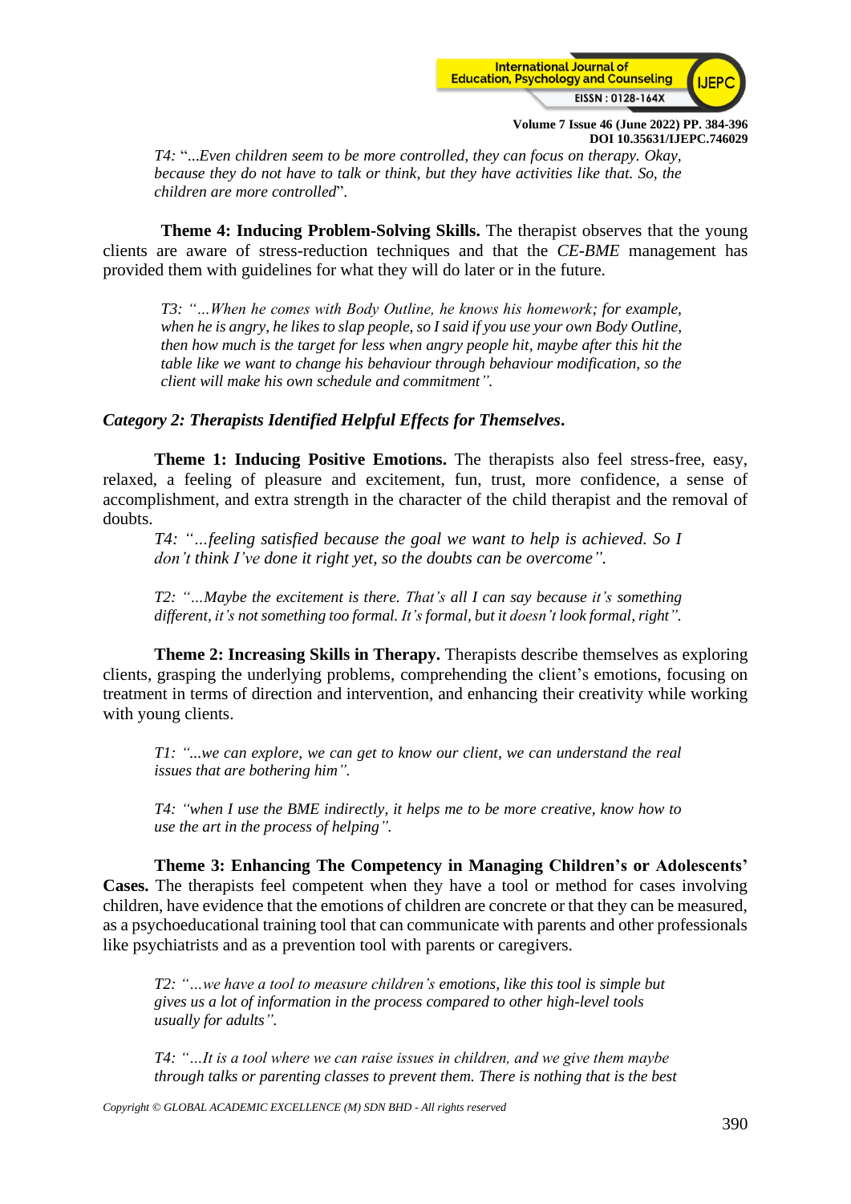> T4: "...*Even children seem to be more controlled, they can focus on therapy. Okay, because they do not have to talk or think, but they have activities like that. So, the children are more controlled*".

**Theme 4: Inducing Problem-Solving Skills.** The therapist observes that the young clients are aware of stress-reduction techniques and that the *CE-BME* management has provided them with guidelines for what they will do later or in the future.

> *T3: "…When he comes with Body Outline, he knows his homework; for example, when he is angry, he likes to slap people, so I said if you use your own Body Outline, then how much is the target for less when angry people hit, maybe after this hit the table like we want to change his behaviour through behaviour modification, so the client will make his own schedule and commitment".*

***Category 2: Therapists Identified Helpful Effects for Themselves.***

**Theme 1: Inducing Positive Emotions.** The therapists also feel stress-free, easy, relaxed, a feeling of pleasure and excitement, fun, trust, more confidence, a sense of accomplishment, and extra strength in the character of the child therapist and the removal of doubts.

> *T4: "…feeling satisfied because the goal we want to help is achieved. So I don't think I've done it right yet, so the doubts can be overcome".*

> *T2: "…Maybe the excitement is there. That's all I can say because it's something different, it's not something too formal. It's formal, but it doesn't look formal, right".*

**Theme 2: Increasing Skills in Therapy.** Therapists describe themselves as exploring clients, grasping the underlying problems, comprehending the client's emotions, focusing on treatment in terms of direction and intervention, and enhancing their creativity while working with young clients.

> *T1: "...we can explore, we can get to know our client, we can understand the real issues that are bothering him".*

> *T4: "when I use the BME indirectly, it helps me to be more creative, know how to use the art in the process of helping".*

**Theme 3: Enhancing The Competency in Managing Children's or Adolescents' Cases.** The therapists feel competent when they have a tool or method for cases involving children, have evidence that the emotions of children are concrete or that they can be measured, as a psychoeducational training tool that can communicate with parents and other professionals like psychiatrists and as a prevention tool with parents or caregivers.

> *T2: "…we have a tool to measure children's emotions, like this tool is simple but gives us a lot of information in the process compared to other high-level tools usually for adults".*

> *T4: "…It is a tool where we can raise issues in children, and we give them maybe through talks or parenting classes to prevent them. There is nothing that is the best*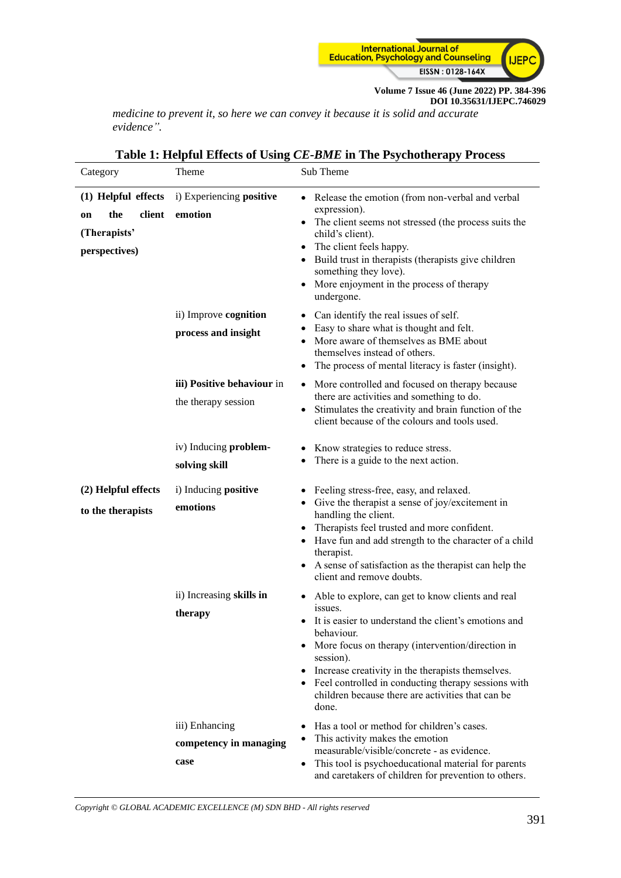*medicine to prevent it, so here we can convey it because it is solid and accurate evidence".*

**Table 1: Helpful Effects of Using *CE-BME* in The Psychotherapy Process**

| Category | Theme | Sub Theme |
|---|---|---|
| **(1) Helpful effects on the client (Therapists' perspectives)** | i) Experiencing **positive emotion** | • Release the emotion (from non-verbal and verbal expression).<br>• The client seems not stressed (the process suits the child's client).<br>• The client feels happy.<br>• Build trust in therapists (therapists give children something they love).<br>• More enjoyment in the process of therapy undergone. |
| | ii) Improve **cognition process and insight** | • Can identify the real issues of self.<br>• Easy to share what is thought and felt.<br>• More aware of themselves as BME about themselves instead of others.<br>• The process of mental literacy is faster (insight). |
| | **iii) Positive behaviour** in the therapy session | • More controlled and focused on therapy because there are activities and something to do.<br>• Stimulates the creativity and brain function of the client because of the colours and tools used. |
| | iv) Inducing **problem-solving skill** | • Know strategies to reduce stress.<br>• There is a guide to the next action. |
| **(2) Helpful effects to the therapists** | i) Inducing **positive emotions** | • Feeling stress-free, easy, and relaxed.<br>• Give the therapist a sense of joy/excitement in handling the client.<br>• Therapists feel trusted and more confident.<br>• Have fun and add strength to the character of a child therapist.<br>• A sense of satisfaction as the therapist can help the client and remove doubts. |
| | ii) Increasing **skills in therapy** | • Able to explore, can get to know clients and real issues.<br>• It is easier to understand the client's emotions and behaviour.<br>• More focus on therapy (intervention/direction in session).<br>• Increase creativity in the therapists themselves.<br>• Feel controlled in conducting therapy sessions with children because there are activities that can be done. |
| | iii) Enhancing **competency in managing case** | • Has a tool or method for children's cases.<br>• This activity makes the emotion measurable/visible/concrete - as evidence.<br>• This tool is psychoeducational material for parents and caretakers of children for prevention to others. |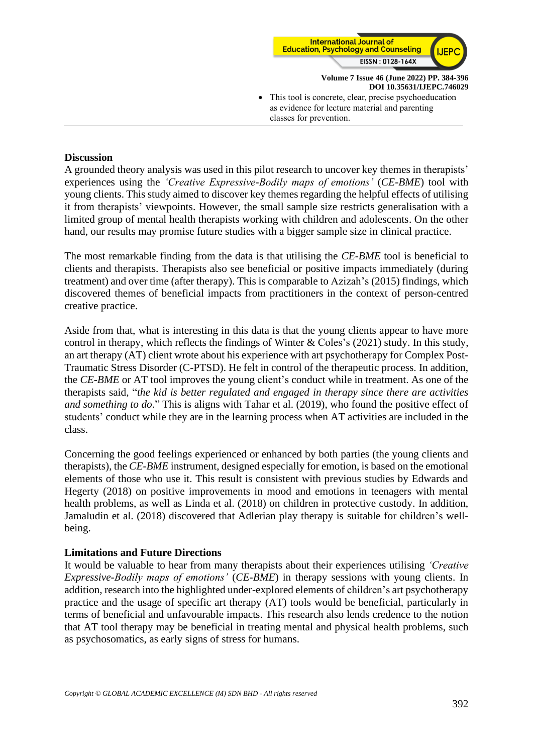- This tool is concrete, clear, precise psychoeducation as evidence for lecture material and parenting classes for prevention.

## Discussion

A grounded theory analysis was used in this pilot research to uncover key themes in therapists' experiences using the *'Creative Expressive-Bodily maps of emotions'* (*CE-BME*) tool with young clients. This study aimed to discover key themes regarding the helpful effects of utilising it from therapists' viewpoints. However, the small sample size restricts generalisation with a limited group of mental health therapists working with children and adolescents. On the other hand, our results may promise future studies with a bigger sample size in clinical practice.

The most remarkable finding from the data is that utilising the *CE-BME* tool is beneficial to clients and therapists. Therapists also see beneficial or positive impacts immediately (during treatment) and over time (after therapy). This is comparable to Azizah's (2015) findings, which discovered themes of beneficial impacts from practitioners in the context of person-centred creative practice.

Aside from that, what is interesting in this data is that the young clients appear to have more control in therapy, which reflects the findings of Winter & Coles's (2021) study. In this study, an art therapy (AT) client wrote about his experience with art psychotherapy for Complex Post-Traumatic Stress Disorder (C-PTSD). He felt in control of the therapeutic process. In addition, the *CE-BME* or AT tool improves the young client's conduct while in treatment. As one of the therapists said, "*the kid is better regulated and engaged in therapy since there are activities and something to do*." This is aligns with Tahar et al. (2019), who found the positive effect of students' conduct while they are in the learning process when AT activities are included in the class.

Concerning the good feelings experienced or enhanced by both parties (the young clients and therapists), the *CE-BME* instrument, designed especially for emotion, is based on the emotional elements of those who use it. This result is consistent with previous studies by Edwards and Hegerty (2018) on positive improvements in mood and emotions in teenagers with mental health problems, as well as Linda et al. (2018) on children in protective custody. In addition, Jamaludin et al. (2018) discovered that Adlerian play therapy is suitable for children's well-being.

## Limitations and Future Directions

It would be valuable to hear from many therapists about their experiences utilising *'Creative Expressive-Bodily maps of emotions'* (*CE-BME*) in therapy sessions with young clients. In addition, research into the highlighted under-explored elements of children's art psychotherapy practice and the usage of specific art therapy (AT) tools would be beneficial, particularly in terms of beneficial and unfavourable impacts. This research also lends credence to the notion that AT tool therapy may be beneficial in treating mental and physical health problems, such as psychosomatics, as early signs of stress for humans.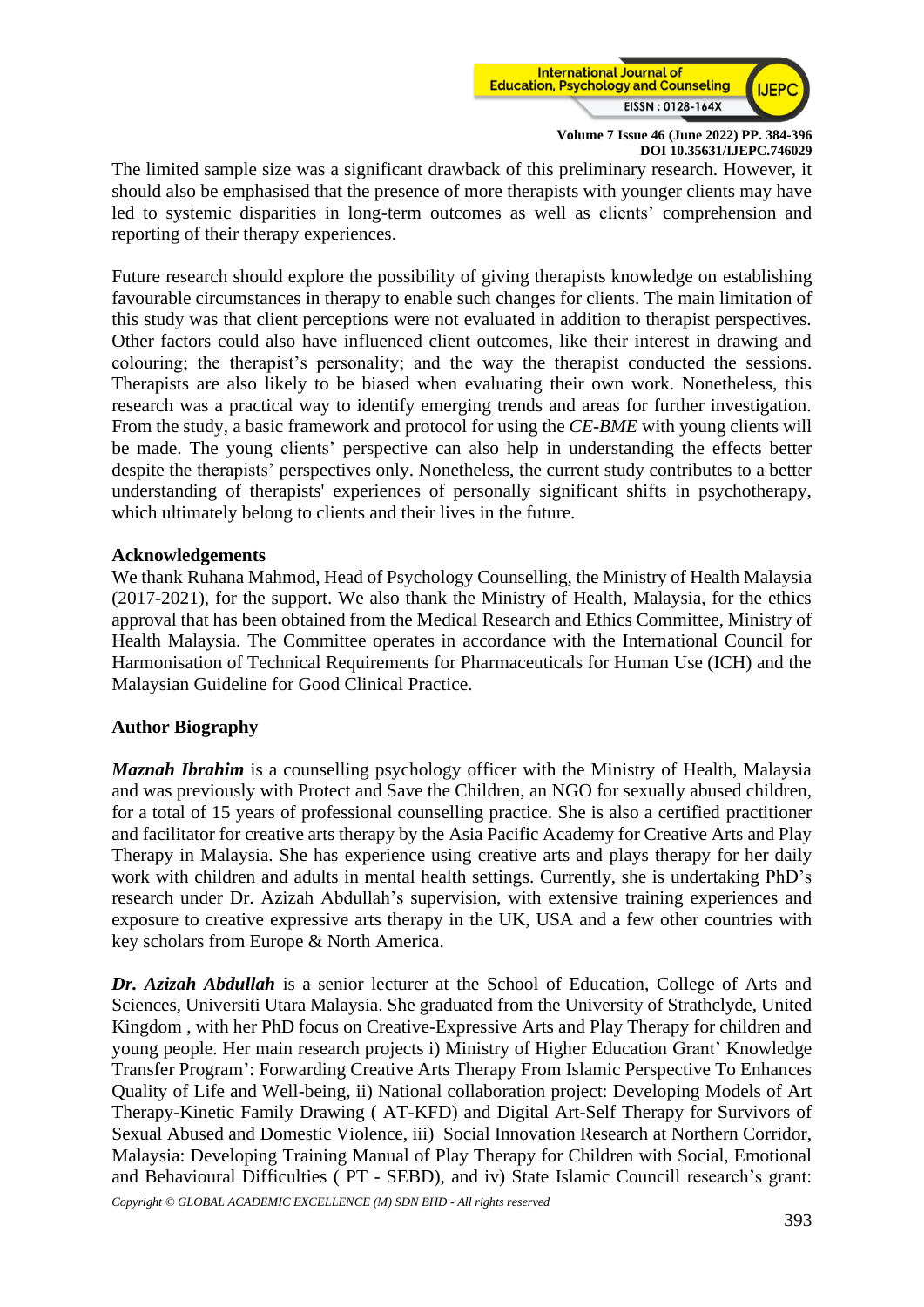The limited sample size was a significant drawback of this preliminary research. However, it should also be emphasised that the presence of more therapists with younger clients may have led to systemic disparities in long-term outcomes as well as clients' comprehension and reporting of their therapy experiences.

Future research should explore the possibility of giving therapists knowledge on establishing favourable circumstances in therapy to enable such changes for clients. The main limitation of this study was that client perceptions were not evaluated in addition to therapist perspectives. Other factors could also have influenced client outcomes, like their interest in drawing and colouring; the therapist's personality; and the way the therapist conducted the sessions. Therapists are also likely to be biased when evaluating their own work. Nonetheless, this research was a practical way to identify emerging trends and areas for further investigation. From the study, a basic framework and protocol for using the *CE-BME* with young clients will be made. The young clients' perspective can also help in understanding the effects better despite the therapists' perspectives only. Nonetheless, the current study contributes to a better understanding of therapists' experiences of personally significant shifts in psychotherapy, which ultimately belong to clients and their lives in the future.

## Acknowledgements

We thank Ruhana Mahmod, Head of Psychology Counselling, the Ministry of Health Malaysia (2017-2021), for the support. We also thank the Ministry of Health, Malaysia, for the ethics approval that has been obtained from the Medical Research and Ethics Committee, Ministry of Health Malaysia. The Committee operates in accordance with the International Council for Harmonisation of Technical Requirements for Pharmaceuticals for Human Use (ICH) and the Malaysian Guideline for Good Clinical Practice.

## Author Biography

***Maznah Ibrahim*** is a counselling psychology officer with the Ministry of Health, Malaysia and was previously with Protect and Save the Children, an NGO for sexually abused children, for a total of 15 years of professional counselling practice. She is also a certified practitioner and facilitator for creative arts therapy by the Asia Pacific Academy for Creative Arts and Play Therapy in Malaysia. She has experience using creative arts and plays therapy for her daily work with children and adults in mental health settings. Currently, she is undertaking PhD's research under Dr. Azizah Abdullah's supervision, with extensive training experiences and exposure to creative expressive arts therapy in the UK, USA and a few other countries with key scholars from Europe & North America.

***Dr. Azizah Abdullah*** is a senior lecturer at the School of Education, College of Arts and Sciences, Universiti Utara Malaysia. She graduated from the University of Strathclyde, United Kingdom , with her PhD focus on Creative-Expressive Arts and Play Therapy for children and young people. Her main research projects i) Ministry of Higher Education Grant' Knowledge Transfer Program': Forwarding Creative Arts Therapy From Islamic Perspective To Enhances Quality of Life and Well-being, ii) National collaboration project: Developing Models of Art Therapy-Kinetic Family Drawing ( AT-KFD) and Digital Art-Self Therapy for Survivors of Sexual Abused and Domestic Violence, iii) Social Innovation Research at Northern Corridor, Malaysia: Developing Training Manual of Play Therapy for Children with Social, Emotional and Behavioural Difficulties ( PT - SEBD), and iv) State Islamic Councill research's grant: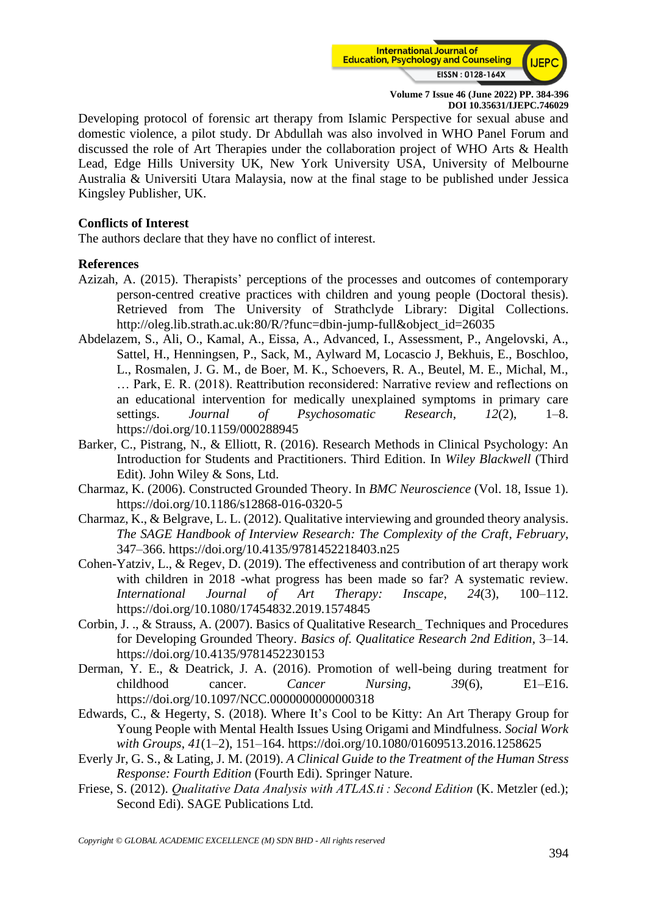Developing protocol of forensic art therapy from Islamic Perspective for sexual abuse and domestic violence, a pilot study. Dr Abdullah was also involved in WHO Panel Forum and discussed the role of Art Therapies under the collaboration project of WHO Arts & Health Lead, Edge Hills University UK, New York University USA, University of Melbourne Australia & Universiti Utara Malaysia, now at the final stage to be published under Jessica Kingsley Publisher, UK.

**Conflicts of Interest**

The authors declare that they have no conflict of interest.

**References**

Azizah, A. (2015). Therapists' perceptions of the processes and outcomes of contemporary person-centred creative practices with children and young people (Doctoral thesis). Retrieved from The University of Strathclyde Library: Digital Collections. http://oleg.lib.strath.ac.uk:80/R/?func=dbin-jump-full&object_id=26035

Abdelazem, S., Ali, O., Kamal, A., Eissa, A., Advanced, I., Assessment, P., Angelovski, A., Sattel, H., Henningsen, P., Sack, M., Aylward M, Locascio J, Bekhuis, E., Boschloo, L., Rosmalen, J. G. M., de Boer, M. K., Schoevers, R. A., Beutel, M. E., Michal, M., … Park, E. R. (2018). Reattribution reconsidered: Narrative review and reflections on an educational intervention for medically unexplained symptoms in primary care settings. *Journal of Psychosomatic Research*, *12*(2), 1–8. https://doi.org/10.1159/000288945

Barker, C., Pistrang, N., & Elliott, R. (2016). Research Methods in Clinical Psychology: An Introduction for Students and Practitioners. Third Edition. In *Wiley Blackwell* (Third Edit). John Wiley & Sons, Ltd.

Charmaz, K. (2006). Constructed Grounded Theory. In *BMC Neuroscience* (Vol. 18, Issue 1). https://doi.org/10.1186/s12868-016-0320-5

Charmaz, K., & Belgrave, L. L. (2012). Qualitative interviewing and grounded theory analysis. *The SAGE Handbook of Interview Research: The Complexity of the Craft*, *February*, 347–366. https://doi.org/10.4135/9781452218403.n25

Cohen-Yatziv, L., & Regev, D. (2019). The effectiveness and contribution of art therapy work with children in 2018 -what progress has been made so far? A systematic review. *International Journal of Art Therapy: Inscape*, *24*(3), 100–112. https://doi.org/10.1080/17454832.2019.1574845

Corbin, J. ., & Strauss, A. (2007). Basics of Qualitative Research_ Techniques and Procedures for Developing Grounded Theory. *Basics of. Qualitatice Research 2nd Edition*, 3–14. https://doi.org/10.4135/9781452230153

Derman, Y. E., & Deatrick, J. A. (2016). Promotion of well-being during treatment for childhood cancer. *Cancer Nursing*, *39*(6), E1–E16. https://doi.org/10.1097/NCC.0000000000000318

Edwards, C., & Hegerty, S. (2018). Where It's Cool to be Kitty: An Art Therapy Group for Young People with Mental Health Issues Using Origami and Mindfulness. *Social Work with Groups*, *41*(1–2), 151–164. https://doi.org/10.1080/01609513.2016.1258625

Everly Jr, G. S., & Lating, J. M. (2019). *A Clinical Guide to the Treatment of the Human Stress Response: Fourth Edition* (Fourth Edi). Springer Nature.

Friese, S. (2012). *Qualitative Data Analysis with ATLAS.ti : Second Edition* (K. Metzler (ed.); Second Edi). SAGE Publications Ltd.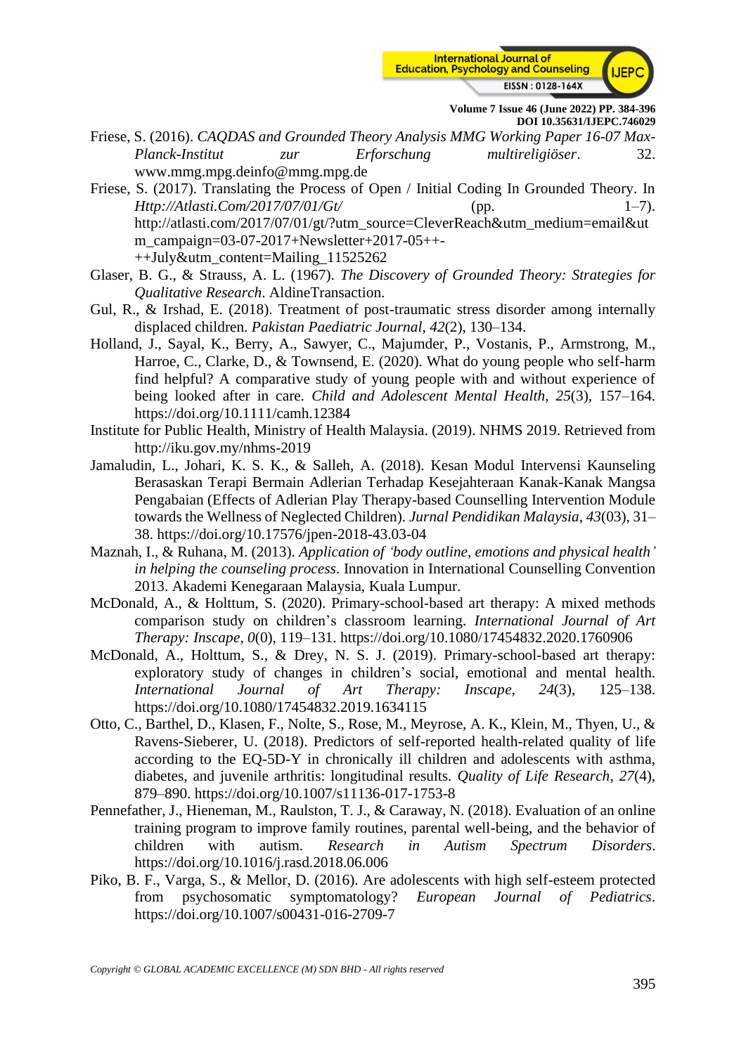Friese, S. (2016). *CAQDAS and Grounded Theory Analysis MMG Working Paper 16-07 Max-Planck-Institut zur Erforschung multireligiöser*. 32. www.mmg.mpg.deinfo@mmg.mpg.de

Friese, S. (2017). Translating the Process of Open / Initial Coding In Grounded Theory. In *Http://Atlasti.Com/2017/07/01/Gt/* (pp. 1–7). http://atlasti.com/2017/07/01/gt/?utm_source=CleverReach&utm_medium=email&utm_campaign=03-07-2017+Newsletter+2017-05++-++July&utm_content=Mailing_11525262

Glaser, B. G., & Strauss, A. L. (1967). *The Discovery of Grounded Theory: Strategies for Qualitative Research*. AldineTransaction.

Gul, R., & Irshad, E. (2018). Treatment of post-traumatic stress disorder among internally displaced children. *Pakistan Paediatric Journal*, *42*(2), 130–134.

Holland, J., Sayal, K., Berry, A., Sawyer, C., Majumder, P., Vostanis, P., Armstrong, M., Harroe, C., Clarke, D., & Townsend, E. (2020). What do young people who self-harm find helpful? A comparative study of young people with and without experience of being looked after in care. *Child and Adolescent Mental Health*, *25*(3), 157–164. https://doi.org/10.1111/camh.12384

Institute for Public Health, Ministry of Health Malaysia. (2019). NHMS 2019. Retrieved from http://iku.gov.my/nhms-2019

Jamaludin, L., Johari, K. S. K., & Salleh, A. (2018). Kesan Modul Intervensi Kaunseling Berasaskan Terapi Bermain Adlerian Terhadap Kesejahteraan Kanak-Kanak Mangsa Pengabaian (Effects of Adlerian Play Therapy-based Counselling Intervention Module towards the Wellness of Neglected Children). *Jurnal Pendidikan Malaysia*, *43*(03), 31–38. https://doi.org/10.17576/jpen-2018-43.03-04

Maznah, I., & Ruhana, M. (2013). *Application of 'body outline, emotions and physical health' in helping the counseling process*. Innovation in International Counselling Convention 2013. Akademi Kenegaraan Malaysia, Kuala Lumpur.

McDonald, A., & Holttum, S. (2020). Primary-school-based art therapy: A mixed methods comparison study on children's classroom learning. *International Journal of Art Therapy: Inscape*, *0*(0), 119–131. https://doi.org/10.1080/17454832.2020.1760906

McDonald, A., Holttum, S., & Drey, N. S. J. (2019). Primary-school-based art therapy: exploratory study of changes in children's social, emotional and mental health. *International Journal of Art Therapy: Inscape*, *24*(3), 125–138. https://doi.org/10.1080/17454832.2019.1634115

Otto, C., Barthel, D., Klasen, F., Nolte, S., Rose, M., Meyrose, A. K., Klein, M., Thyen, U., & Ravens-Sieberer, U. (2018). Predictors of self-reported health-related quality of life according to the EQ-5D-Y in chronically ill children and adolescents with asthma, diabetes, and juvenile arthritis: longitudinal results. *Quality of Life Research*, *27*(4), 879–890. https://doi.org/10.1007/s11136-017-1753-8

Pennefather, J., Hieneman, M., Raulston, T. J., & Caraway, N. (2018). Evaluation of an online training program to improve family routines, parental well-being, and the behavior of children with autism. *Research in Autism Spectrum Disorders*. https://doi.org/10.1016/j.rasd.2018.06.006

Piko, B. F., Varga, S., & Mellor, D. (2016). Are adolescents with high self-esteem protected from psychosomatic symptomatology? *European Journal of Pediatrics*. https://doi.org/10.1007/s00431-016-2709-7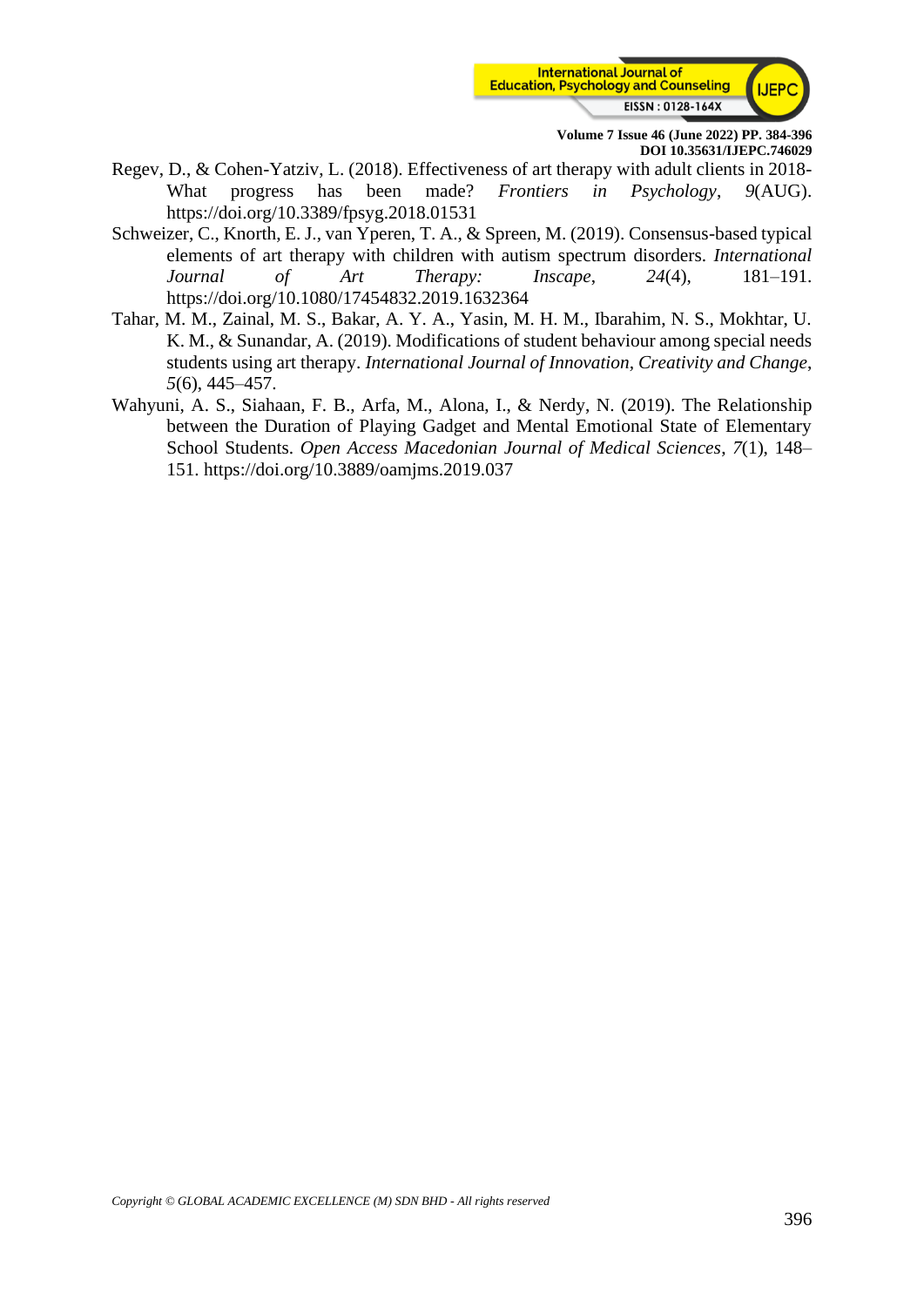Regev, D., & Cohen-Yatziv, L. (2018). Effectiveness of art therapy with adult clients in 2018-What progress has been made? *Frontiers in Psychology*, *9*(AUG). https://doi.org/10.3389/fpsyg.2018.01531

Schweizer, C., Knorth, E. J., van Yperen, T. A., & Spreen, M. (2019). Consensus-based typical elements of art therapy with children with autism spectrum disorders. *International Journal of Art Therapy: Inscape*, *24*(4), 181–191. https://doi.org/10.1080/17454832.2019.1632364

Tahar, M. M., Zainal, M. S., Bakar, A. Y. A., Yasin, M. H. M., Ibarahim, N. S., Mokhtar, U. K. M., & Sunandar, A. (2019). Modifications of student behaviour among special needs students using art therapy. *International Journal of Innovation, Creativity and Change*, *5*(6), 445–457.

Wahyuni, A. S., Siahaan, F. B., Arfa, M., Alona, I., & Nerdy, N. (2019). The Relationship between the Duration of Playing Gadget and Mental Emotional State of Elementary School Students. *Open Access Macedonian Journal of Medical Sciences*, *7*(1), 148–151. https://doi.org/10.3889/oamjms.2019.037